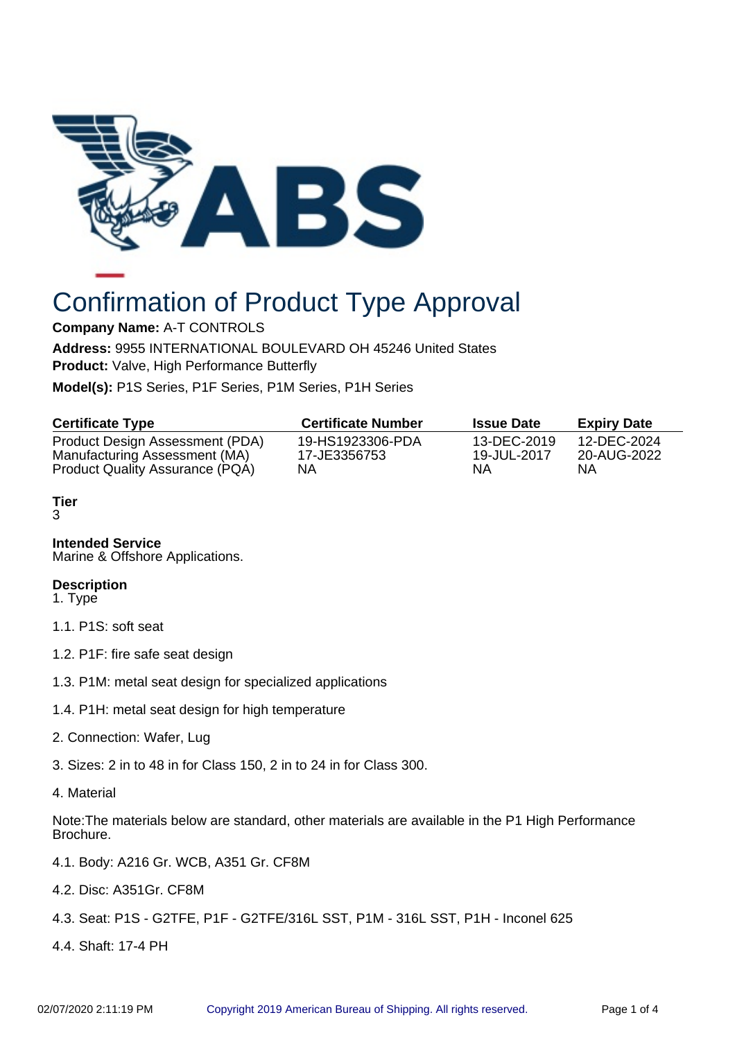# Confirmation of Product Type Approval

**Company Name:** A-T CONTROLS

**Address:** 9955 INTERNATIONAL BOULEVARD OH 45246 United States

**Product:** Valve, High Performance Butterfly

**Model(s):** P1S Series, P1F Series, P1M Series, P1H Series

| Certificate Type | Certificate Number | Issue Date | Expiry Date |
|---|---|---|---|
| Product Design Assessment (PDA) | 19-HS1923306-PDA | 13-DEC-2019 | 12-DEC-2024 |
| Manufacturing Assessment (MA) | 17-JE3356753 | 19-JUL-2017 | 20-AUG-2022 |
| Product Quality Assurance (PQA) | NA | NA | NA |

**Tier**
3

**Intended Service**
Marine & Offshore Applications.

**Description**
1. Type

1.1. P1S: soft seat

1.2. P1F: fire safe seat design

1.3. P1M: metal seat design for specialized applications

1.4. P1H: metal seat design for high temperature

2. Connection: Wafer, Lug

3. Sizes: 2 in to 48 in for Class 150, 2 in to 24 in for Class 300.

4. Material

Note:The materials below are standard, other materials are available in the P1 High Performance Brochure.

4.1. Body: A216 Gr. WCB, A351 Gr. CF8M

4.2. Disc: A351Gr. CF8M

4.3. Seat: P1S - G2TFE, P1F - G2TFE/316L SST, P1M - 316L SST, P1H - Inconel 625

4.4. Shaft: 17-4 PH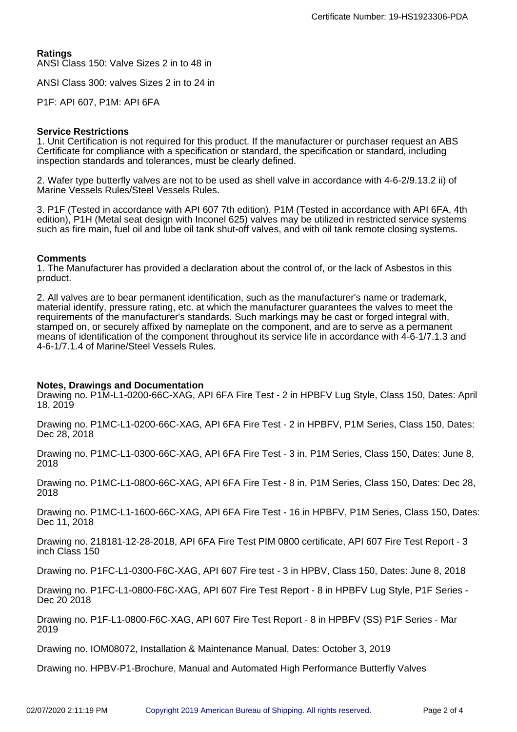## Ratings

ANSI Class 150: Valve Sizes 2 in to 48 in

ANSI Class 300: valves Sizes 2 in to 24 in

P1F: API 607, P1M: API 6FA

## Service Restrictions

1. Unit Certification is not required for this product. If the manufacturer or purchaser request an ABS Certificate for compliance with a specification or standard, the specification or standard, including inspection standards and tolerances, must be clearly defined.

2. Wafer type butterfly valves are not to be used as shell valve in accordance with 4-6-2/9.13.2 ii) of Marine Vessels Rules/Steel Vessels Rules.

3. P1F (Tested in accordance with API 607 7th edition), P1M (Tested in accordance with API 6FA, 4th edition), P1H (Metal seat design with Inconel 625) valves may be utilized in restricted service systems such as fire main, fuel oil and lube oil tank shut-off valves, and with oil tank remote closing systems.

## Comments

1. The Manufacturer has provided a declaration about the control of, or the lack of Asbestos in this product.

2. All valves are to bear permanent identification, such as the manufacturer's name or trademark, material identify, pressure rating, etc. at which the manufacturer guarantees the valves to meet the requirements of the manufacturer's standards. Such markings may be cast or forged integral with, stamped on, or securely affixed by nameplate on the component, and are to serve as a permanent means of identification of the component throughout its service life in accordance with 4-6-1/7.1.3 and 4-6-1/7.1.4 of Marine/Steel Vessels Rules.

## Notes, Drawings and Documentation

Drawing no. P1M-L1-0200-66C-XAG, API 6FA Fire Test - 2 in HPBFV Lug Style, Class 150, Dates: April 18, 2019

Drawing no. P1MC-L1-0200-66C-XAG, API 6FA Fire Test - 2 in HPBFV, P1M Series, Class 150, Dates: Dec 28, 2018

Drawing no. P1MC-L1-0300-66C-XAG, API 6FA Fire Test - 3 in, P1M Series, Class 150, Dates: June 8, 2018

Drawing no. P1MC-L1-0800-66C-XAG, API 6FA Fire Test - 8 in, P1M Series, Class 150, Dates: Dec 28, 2018

Drawing no. P1MC-L1-1600-66C-XAG, API 6FA Fire Test - 16 in HPBFV, P1M Series, Class 150, Dates: Dec 11, 2018

Drawing no. 218181-12-28-2018, API 6FA Fire Test PIM 0800 certificate, API 607 Fire Test Report - 3 inch Class 150

Drawing no. P1FC-L1-0300-F6C-XAG, API 607 Fire test - 3 in HPBV, Class 150, Dates: June 8, 2018

Drawing no. P1FC-L1-0800-F6C-XAG, API 607 Fire Test Report - 8 in HPBFV Lug Style, P1F Series - Dec 20 2018

Drawing no. P1F-L1-0800-F6C-XAG, API 607 Fire Test Report - 8 in HPBFV (SS) P1F Series - Mar 2019

Drawing no. IOM08072, Installation & Maintenance Manual, Dates: October 3, 2019

Drawing no. HPBV-P1-Brochure, Manual and Automated High Performance Butterfly Valves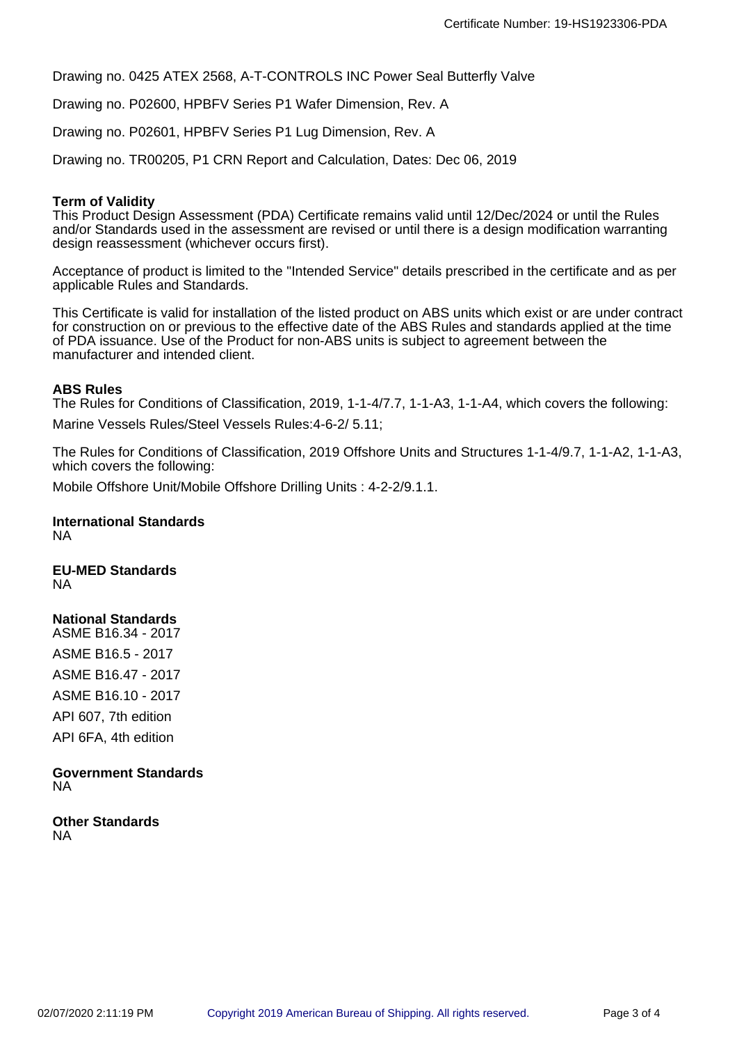Drawing no. 0425 ATEX 2568, A-T-CONTROLS INC Power Seal Butterfly Valve

Drawing no. P02600, HPBFV Series P1 Wafer Dimension, Rev. A

Drawing no. P02601, HPBFV Series P1 Lug Dimension, Rev. A

Drawing no. TR00205, P1 CRN Report and Calculation, Dates: Dec 06, 2019

**Term of Validity**

This Product Design Assessment (PDA) Certificate remains valid until 12/Dec/2024 or until the Rules and/or Standards used in the assessment are revised or until there is a design modification warranting design reassessment (whichever occurs first).

Acceptance of product is limited to the "Intended Service" details prescribed in the certificate and as per applicable Rules and Standards.

This Certificate is valid for installation of the listed product on ABS units which exist or are under contract for construction on or previous to the effective date of the ABS Rules and standards applied at the time of PDA issuance. Use of the Product for non-ABS units is subject to agreement between the manufacturer and intended client.

**ABS Rules**

The Rules for Conditions of Classification, 2019, 1-1-4/7.7, 1-1-A3, 1-1-A4, which covers the following:

Marine Vessels Rules/Steel Vessels Rules:4-6-2/ 5.11;

The Rules for Conditions of Classification, 2019 Offshore Units and Structures 1-1-4/9.7, 1-1-A2, 1-1-A3, which covers the following:

Mobile Offshore Unit/Mobile Offshore Drilling Units : 4-2-2/9.1.1.

**International Standards**

NA

**EU-MED Standards**

NA

**National Standards**

ASME B16.34 - 2017

ASME B16.5 - 2017

ASME B16.47 - 2017

ASME B16.10 - 2017

API 607, 7th edition

API 6FA, 4th edition

**Government Standards**

NA

**Other Standards**

NA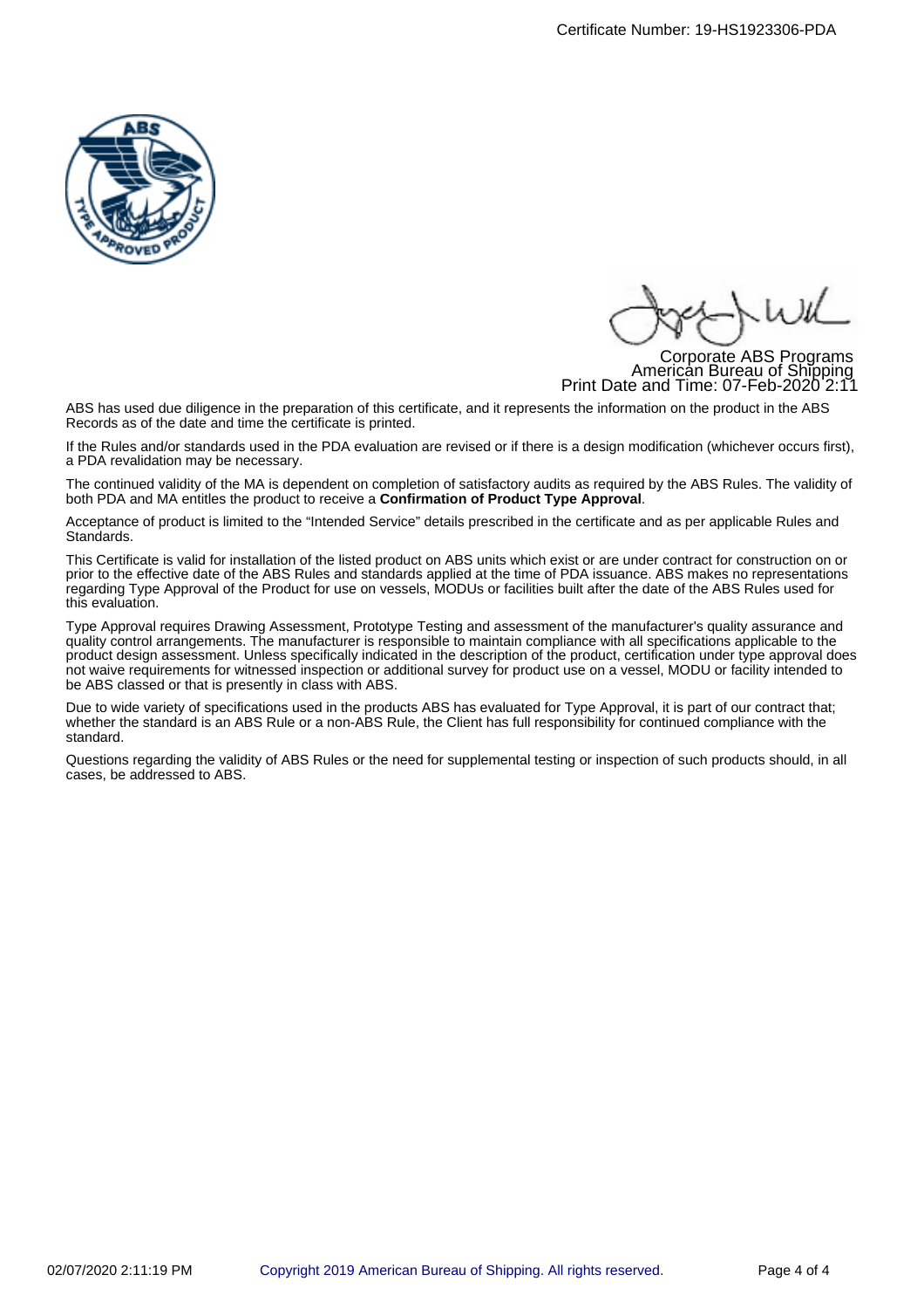Certificate Number: 19-HS1923306-PDA

Corporate ABS Programs
American Bureau of Shipping
Print Date and Time: 07-Feb-2020 2:11

ABS has used due diligence in the preparation of this certificate, and it represents the information on the product in the ABS Records as of the date and time the certificate is printed.

If the Rules and/or standards used in the PDA evaluation are revised or if there is a design modification (whichever occurs first), a PDA revalidation may be necessary.

The continued validity of the MA is dependent on completion of satisfactory audits as required by the ABS Rules. The validity of both PDA and MA entitles the product to receive a **Confirmation of Product Type Approval**.

Acceptance of product is limited to the "Intended Service" details prescribed in the certificate and as per applicable Rules and Standards.

This Certificate is valid for installation of the listed product on ABS units which exist or are under contract for construction on or prior to the effective date of the ABS Rules and standards applied at the time of PDA issuance. ABS makes no representations regarding Type Approval of the Product for use on vessels, MODUs or facilities built after the date of the ABS Rules used for this evaluation.

Type Approval requires Drawing Assessment, Prototype Testing and assessment of the manufacturer's quality assurance and quality control arrangements. The manufacturer is responsible to maintain compliance with all specifications applicable to the product design assessment. Unless specifically indicated in the description of the product, certification under type approval does not waive requirements for witnessed inspection or additional survey for product use on a vessel, MODU or facility intended to be ABS classed or that is presently in class with ABS.

Due to wide variety of specifications used in the products ABS has evaluated for Type Approval, it is part of our contract that; whether the standard is an ABS Rule or a non-ABS Rule, the Client has full responsibility for continued compliance with the standard.

Questions regarding the validity of ABS Rules or the need for supplemental testing or inspection of such products should, in all cases, be addressed to ABS.

02/07/2020 2:11:19 PM Copyright 2019 American Bureau of Shipping. All rights reserved.